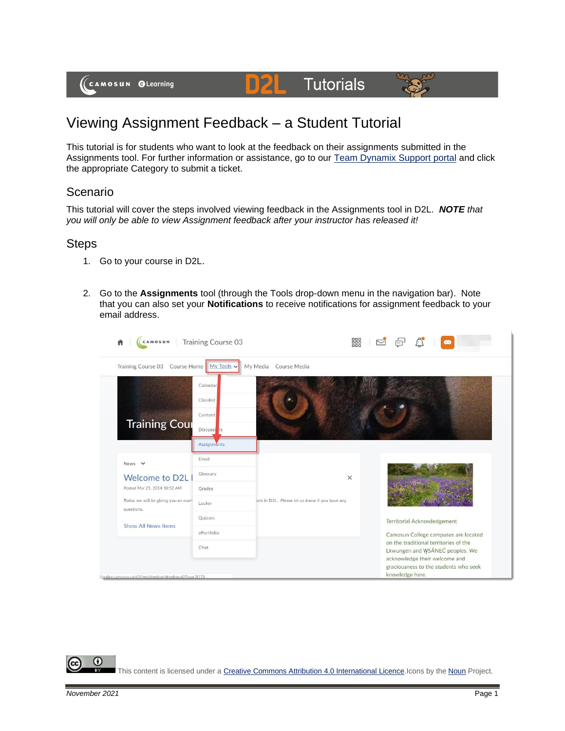# Viewing Assignment Feedback – a Student Tutorial

This tutorial is for students who want to look at the feedback on their assignments submitted in the Assignments tool. For further information or assistance, go to our Team Dynamix Support portal and click the appropriate Category to submit a ticket.

## Scenario

This tutorial will cover the steps involved viewing feedback in the Assignments tool in D2L. ***NOTE*** *that you will only be able to view Assignment feedback after your instructor has released it!*

## Steps

1. Go to your course in D2L.

2. Go to the **Assignments** tool (through the Tools drop-down menu in the navigation bar). Note that you can also set your **Notifications** to receive notifications for assignment feedback to your email address.

This content is licensed under a Creative Commons Attribution 4.0 International Licence. Icons by the Noun Project.

November 2021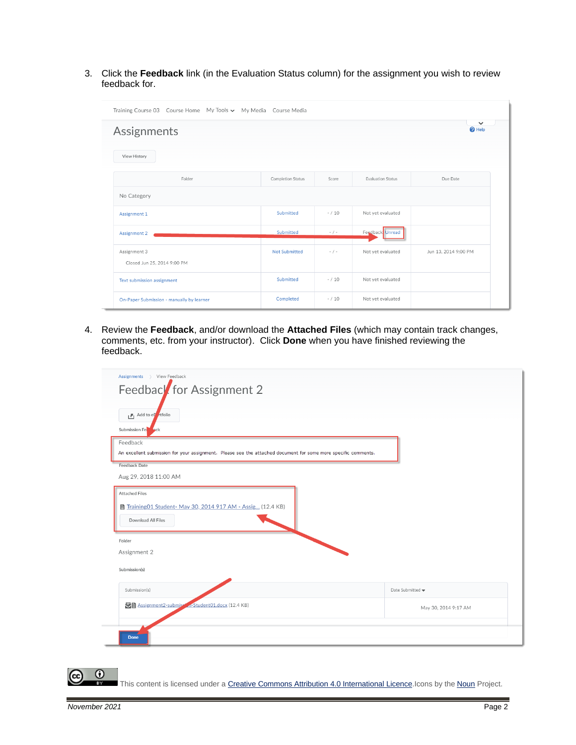3. Click the **Feedback** link (in the Evaluation Status column) for the assignment you wish to review feedback for.

4. Review the **Feedback**, and/or download the **Attached Files** (which may contain track changes, comments, etc. from your instructor). Click **Done** when you have finished reviewing the feedback.

This content is licensed under a Creative Commons Attribution 4.0 International Licence. Icons by the Noun Project.

*November 2021*